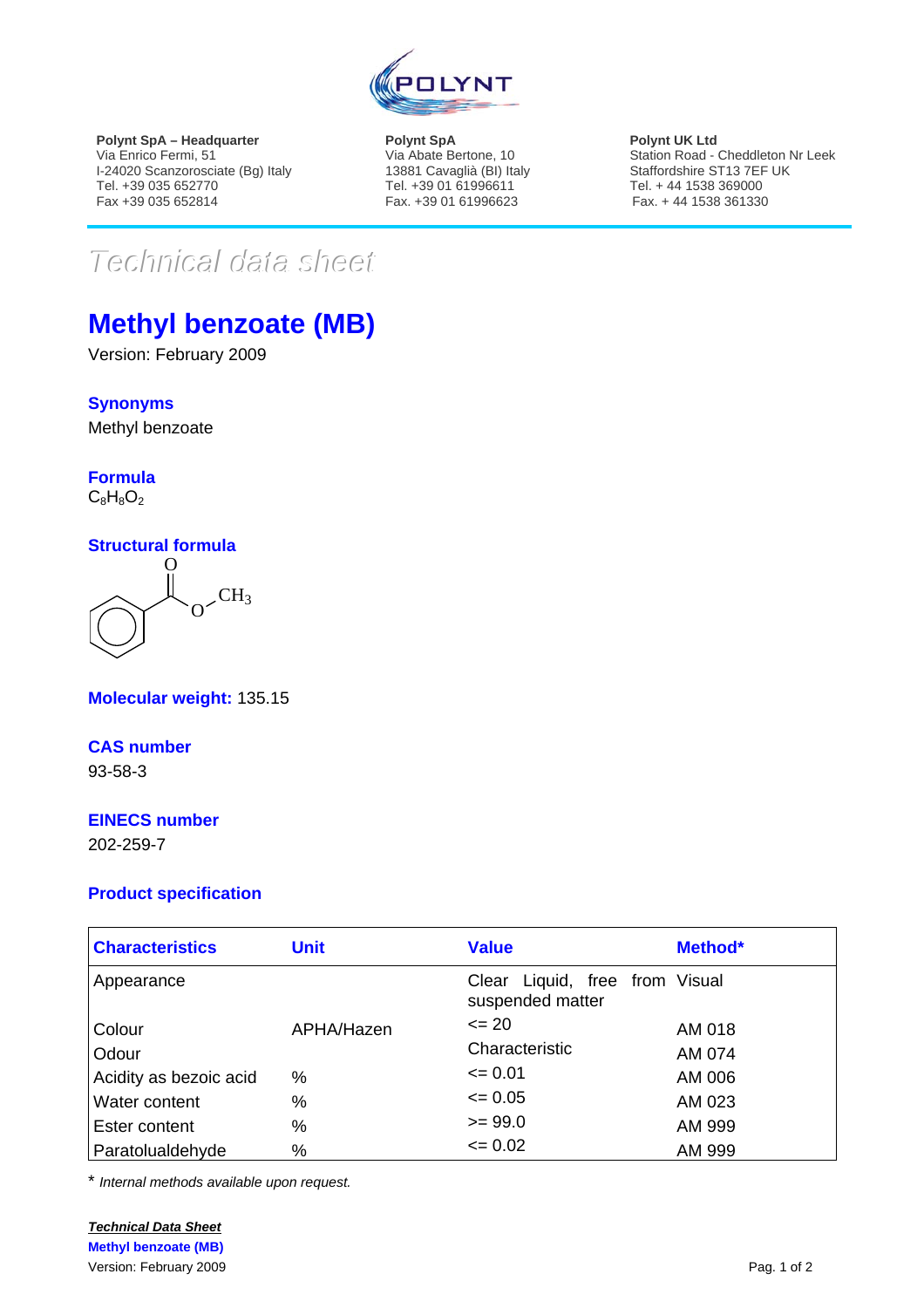**Polynt SpA – Headquarter**
Via Enrico Fermi, 51
I-24020 Scanzorosciate (Bg) Italy
Tel. +39 035 652770
Fax +39 035 652814

**Polynt SpA**
Via Abate Bertone, 10
13881 Cavaglià (BI) Italy
Tel. +39 01 61996611
Fax. +39 01 61996623

**Polynt UK Ltd**
Station Road - Cheddleton Nr Leek
Staffordshire ST13 7EF UK
Tel. + 44 1538 369000
Fax. + 44 1538 361330

*Technical data sheet*

# Methyl benzoate (MB)

Version: February 2009

## Synonyms

Methyl benzoate

## Formula

$C_8H_8O_2$

## Structural formula

O
O
$CH_3$

**Molecular weight:** 135.15

## CAS number

93-58-3

## EINECS number

202-259-7

## Product specification

| Characteristics | Unit | Value | Method* |
|---|---|---|---|
| Appearance | | Clear Liquid, free from suspended matter | Visual |
| Colour | APHA/Hazen | <= 20 | AM 018 |
| Odour | | Characteristic | AM 074 |
| Acidity as bezoic acid | % | <= 0.01 | AM 006 |
| Water content | % | <= 0.05 | AM 023 |
| Ester content | % | >= 99.0 | AM 999 |
| Paratolualdehyde | % | <= 0.02 | AM 999 |

\* *Internal methods available upon request.*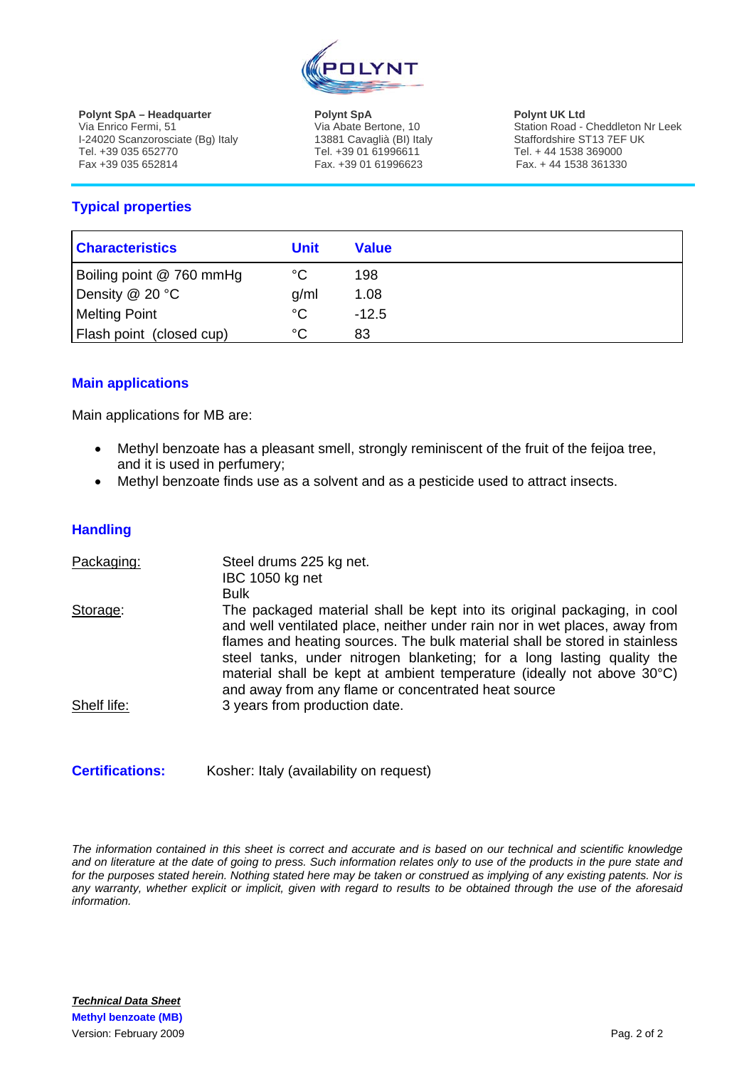POLYNT

**Polynt SpA – Headquarter**
Via Enrico Fermi, 51
I-24020 Scanzorosciate (Bg) Italy
Tel. +39 035 652770
Fax +39 035 652814

**Polynt SpA**
Via Abate Bertone, 10
13881 Cavaglià (BI) Italy
Tel. +39 01 61996611
Fax. +39 01 61996623

**Polynt UK Ltd**
Station Road - Cheddleton Nr Leek
Staffordshire ST13 7EF UK
Tel. + 44 1538 369000
Fax. + 44 1538 361330

## Typical properties

| Characteristics | Unit | Value |
|---|---|---|
| Boiling point @ 760 mmHg | °C | 198 |
| Density @ 20 °C | g/ml | 1.08 |
| Melting Point | °C | -12.5 |
| Flash point (closed cup) | °C | 83 |

## Main applications

Main applications for MB are:

- Methyl benzoate has a pleasant smell, strongly reminiscent of the fruit of the feijoa tree, and it is used in perfumery;
- Methyl benzoate finds use as a solvent and as a pesticide used to attract insects.

## Handling

**Packaging:** Steel drums 225 kg net.
IBC 1050 kg net
Bulk

**Storage:** The packaged material shall be kept into its original packaging, in cool and well ventilated place, neither under rain nor in wet places, away from flames and heating sources. The bulk material shall be stored in stainless steel tanks, under nitrogen blanketing; for a long lasting quality the material shall be kept at ambient temperature (ideally not above 30°C) and away from any flame or concentrated heat source

**Shelf life:** 3 years from production date.

**Certifications:** Kosher: Italy (availability on request)

*The information contained in this sheet is correct and accurate and is based on our technical and scientific knowledge and on literature at the date of going to press. Such information relates only to use of the products in the pure state and for the purposes stated herein. Nothing stated here may be taken or construed as implying of any existing patents. Nor is any warranty, whether explicit or implicit, given with regard to results to be obtained through the use of the aforesaid information.*